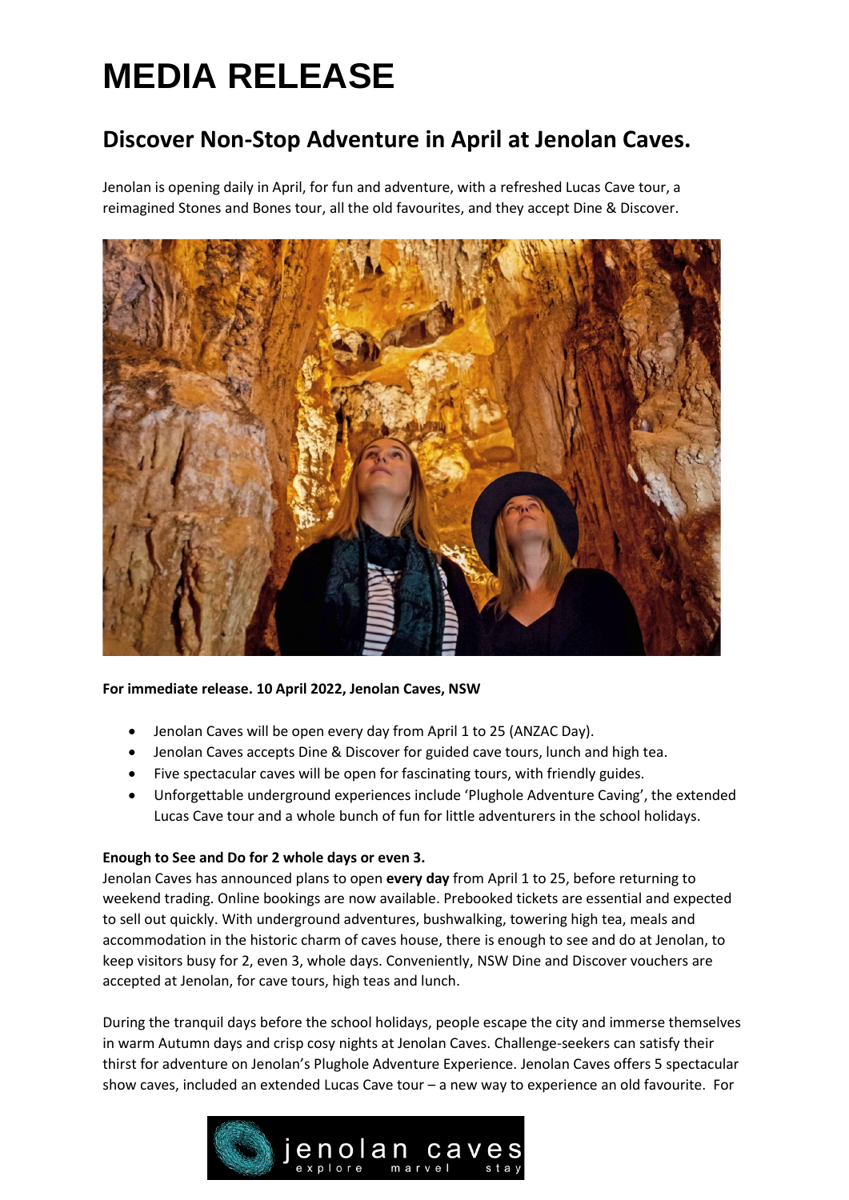# MEDIA RELEASE

## Discover Non-Stop Adventure in April at Jenolan Caves.

Jenolan is opening daily in April, for fun and adventure, with a refreshed Lucas Cave tour, a reimagined Stones and Bones tour, all the old favourites, and they accept Dine & Discover.

**For immediate release. 10 April 2022, Jenolan Caves, NSW**

- Jenolan Caves will be open every day from April 1 to 25 (ANZAC Day).
- Jenolan Caves accepts Dine & Discover for guided cave tours, lunch and high tea.
- Five spectacular caves will be open for fascinating tours, with friendly guides.
- Unforgettable underground experiences include 'Plughole Adventure Caving', the extended Lucas Cave tour and a whole bunch of fun for little adventurers in the school holidays.

**Enough to See and Do for 2 whole days or even 3.**

Jenolan Caves has announced plans to open **every day** from April 1 to 25, before returning to weekend trading. Online bookings are now available. Prebooked tickets are essential and expected to sell out quickly. With underground adventures, bushwalking, towering high tea, meals and accommodation in the historic charm of caves house, there is enough to see and do at Jenolan, to keep visitors busy for 2, even 3, whole days. Conveniently, NSW Dine and Discover vouchers are accepted at Jenolan, for cave tours, high teas and lunch.

During the tranquil days before the school holidays, people escape the city and immerse themselves in warm Autumn days and crisp cosy nights at Jenolan Caves. Challenge-seekers can satisfy their thirst for adventure on Jenolan's Plughole Adventure Experience. Jenolan Caves offers 5 spectacular show caves, included an extended Lucas Cave tour – a new way to experience an old favourite. For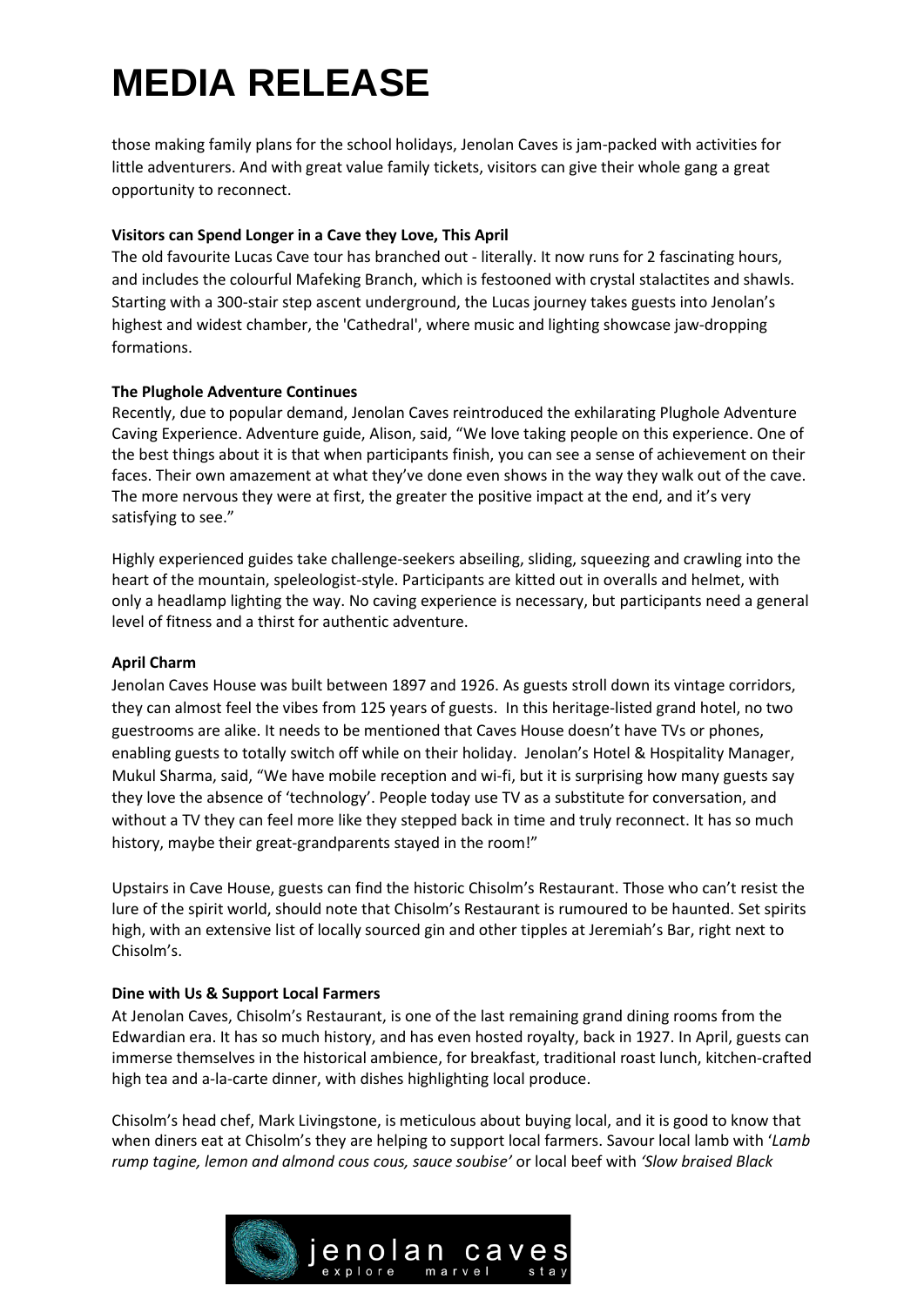those making family plans for the school holidays, Jenolan Caves is jam-packed with activities for little adventurers. And with great value family tickets, visitors can give their whole gang a great opportunity to reconnect.

**Visitors can Spend Longer in a Cave they Love, This April**

The old favourite Lucas Cave tour has branched out - literally. It now runs for 2 fascinating hours, and includes the colourful Mafeking Branch, which is festooned with crystal stalactites and shawls. Starting with a 300-stair step ascent underground, the Lucas journey takes guests into Jenolan's highest and widest chamber, the 'Cathedral', where music and lighting showcase jaw-dropping formations.

**The Plughole Adventure Continues**

Recently, due to popular demand, Jenolan Caves reintroduced the exhilarating Plughole Adventure Caving Experience. Adventure guide, Alison, said, "We love taking people on this experience. One of the best things about it is that when participants finish, you can see a sense of achievement on their faces. Their own amazement at what they've done even shows in the way they walk out of the cave. The more nervous they were at first, the greater the positive impact at the end, and it's very satisfying to see."

Highly experienced guides take challenge-seekers abseiling, sliding, squeezing and crawling into the heart of the mountain, speleologist-style. Participants are kitted out in overalls and helmet, with only a headlamp lighting the way. No caving experience is necessary, but participants need a general level of fitness and a thirst for authentic adventure.

**April Charm**

Jenolan Caves House was built between 1897 and 1926. As guests stroll down its vintage corridors, they can almost feel the vibes from 125 years of guests. In this heritage-listed grand hotel, no two guestrooms are alike. It needs to be mentioned that Caves House doesn't have TVs or phones, enabling guests to totally switch off while on their holiday. Jenolan's Hotel & Hospitality Manager, Mukul Sharma, said, "We have mobile reception and wi-fi, but it is surprising how many guests say they love the absence of 'technology'. People today use TV as a substitute for conversation, and without a TV they can feel more like they stepped back in time and truly reconnect. It has so much history, maybe their great-grandparents stayed in the room!"

Upstairs in Cave House, guests can find the historic Chisolm's Restaurant. Those who can't resist the lure of the spirit world, should note that Chisolm's Restaurant is rumoured to be haunted. Set spirits high, with an extensive list of locally sourced gin and other tipples at Jeremiah's Bar, right next to Chisolm's.

**Dine with Us & Support Local Farmers**

At Jenolan Caves, Chisolm's Restaurant, is one of the last remaining grand dining rooms from the Edwardian era. It has so much history, and has even hosted royalty, back in 1927. In April, guests can immerse themselves in the historical ambience, for breakfast, traditional roast lunch, kitchen-crafted high tea and a-la-carte dinner, with dishes highlighting local produce.

Chisolm's head chef, Mark Livingstone, is meticulous about buying local, and it is good to know that when diners eat at Chisolm's they are helping to support local farmers. Savour local lamb with '*Lamb rump tagine, lemon and almond cous cous, sauce soubise'* or local beef with *'Slow braised Black*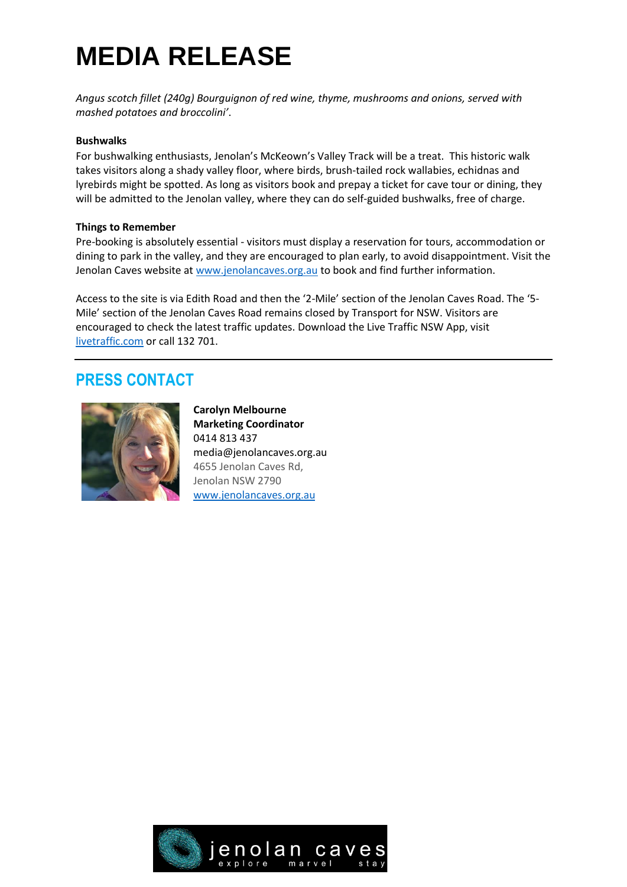# MEDIA RELEASE

*Angus scotch fillet (240g) Bourguignon of red wine, thyme, mushrooms and onions, served with mashed potatoes and broccolini'*.

**Bushwalks**

For bushwalking enthusiasts, Jenolan's McKeown's Valley Track will be a treat. This historic walk takes visitors along a shady valley floor, where birds, brush-tailed rock wallabies, echidnas and lyrebirds might be spotted. As long as visitors book and prepay a ticket for cave tour or dining, they will be admitted to the Jenolan valley, where they can do self-guided bushwalks, free of charge.

**Things to Remember**

Pre-booking is absolutely essential - visitors must display a reservation for tours, accommodation or dining to park in the valley, and they are encouraged to plan early, to avoid disappointment. Visit the Jenolan Caves website at www.jenolancaves.org.au to book and find further information.

Access to the site is via Edith Road and then the '2-Mile' section of the Jenolan Caves Road. The '5-Mile' section of the Jenolan Caves Road remains closed by Transport for NSW. Visitors are encouraged to check the latest traffic updates. Download the Live Traffic NSW App, visit livetraffic.com or call 132 701.

---

## PRESS CONTACT

**Carolyn Melbourne**
**Marketing Coordinator**
0414 813 437
media@jenolancaves.org.au
4655 Jenolan Caves Rd,
Jenolan NSW 2790
www.jenolancaves.org.au

jenolan caves
explore marvel stay